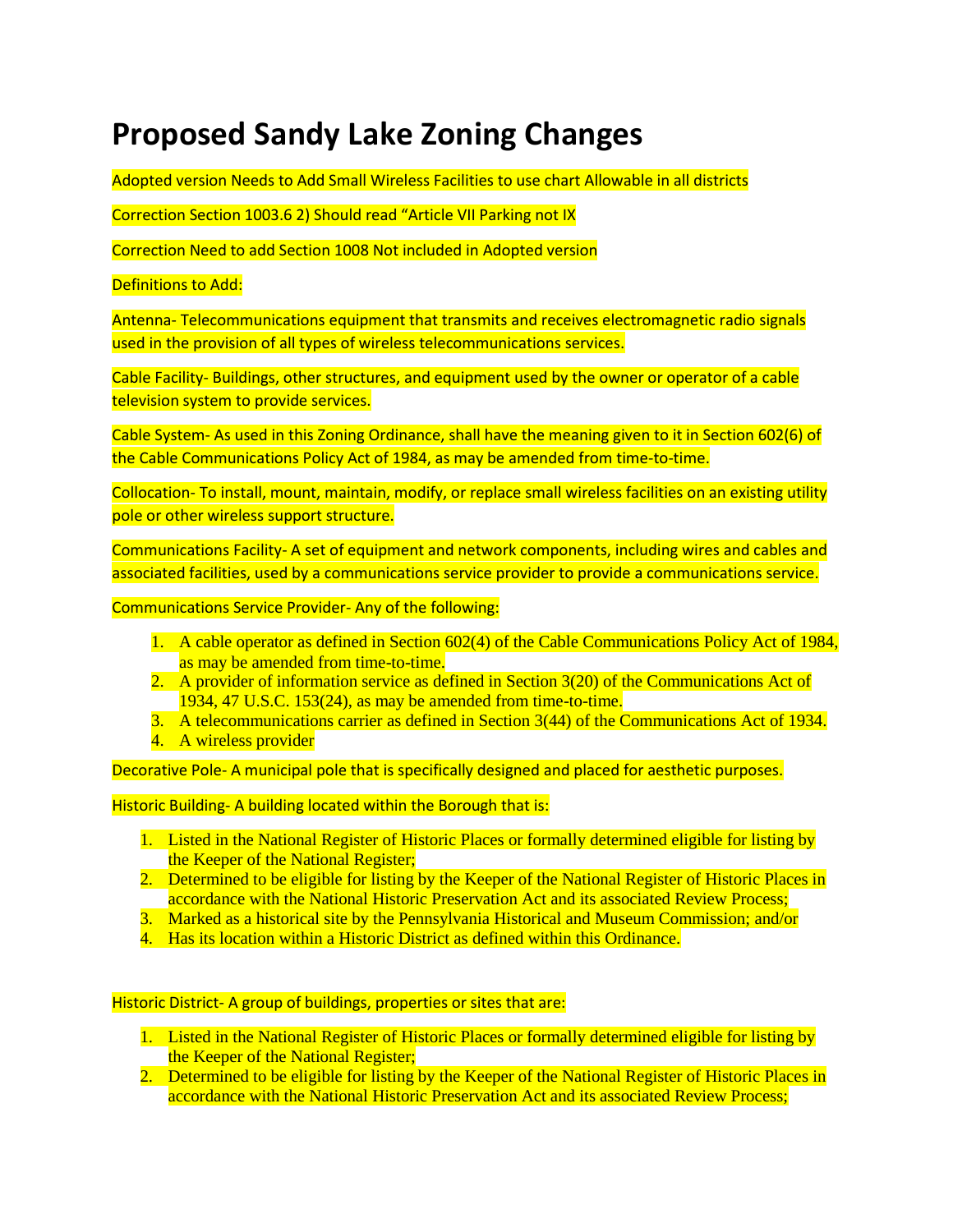# Proposed Sandy Lake Zoning Changes

Adopted version Needs to Add Small Wireless Facilities to use chart Allowable in all districts

Correction Section 1003.6 2) Should read "Article VII Parking not IX

Correction Need to add Section 1008 Not included in Adopted version

Definitions to Add:

Antenna- Telecommunications equipment that transmits and receives electromagnetic radio signals used in the provision of all types of wireless telecommunications services.

Cable Facility- Buildings, other structures, and equipment used by the owner or operator of a cable television system to provide services.

Cable System- As used in this Zoning Ordinance, shall have the meaning given to it in Section 602(6) of the Cable Communications Policy Act of 1984, as may be amended from time-to-time.

Collocation- To install, mount, maintain, modify, or replace small wireless facilities on an existing utility pole or other wireless support structure.

Communications Facility- A set of equipment and network components, including wires and cables and associated facilities, used by a communications service provider to provide a communications service.

Communications Service Provider- Any of the following:

1. A cable operator as defined in Section 602(4) of the Cable Communications Policy Act of 1984, as may be amended from time-to-time.
2. A provider of information service as defined in Section 3(20) of the Communications Act of 1934, 47 U.S.C. 153(24), as may be amended from time-to-time.
3. A telecommunications carrier as defined in Section 3(44) of the Communications Act of 1934.
4. A wireless provider

Decorative Pole- A municipal pole that is specifically designed and placed for aesthetic purposes.

Historic Building- A building located within the Borough that is:

1. Listed in the National Register of Historic Places or formally determined eligible for listing by the Keeper of the National Register;
2. Determined to be eligible for listing by the Keeper of the National Register of Historic Places in accordance with the National Historic Preservation Act and its associated Review Process;
3. Marked as a historical site by the Pennsylvania Historical and Museum Commission; and/or
4. Has its location within a Historic District as defined within this Ordinance.

Historic District- A group of buildings, properties or sites that are:

1. Listed in the National Register of Historic Places or formally determined eligible for listing by the Keeper of the National Register;
2. Determined to be eligible for listing by the Keeper of the National Register of Historic Places in accordance with the National Historic Preservation Act and its associated Review Process;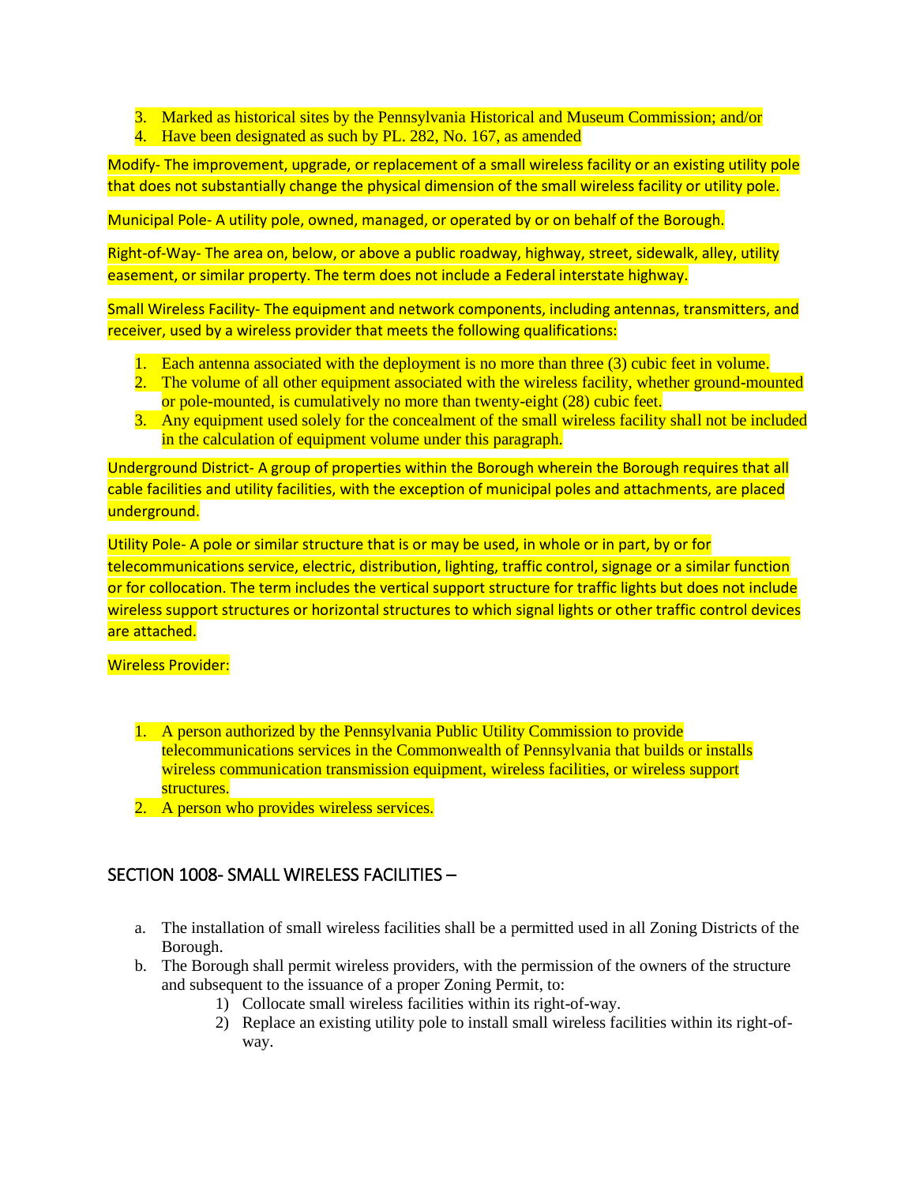3. Marked as historical sites by the Pennsylvania Historical and Museum Commission; and/or
4. Have been designated as such by PL. 282, No. 167, as amended

Modify- The improvement, upgrade, or replacement of a small wireless facility or an existing utility pole that does not substantially change the physical dimension of the small wireless facility or utility pole.

Municipal Pole- A utility pole, owned, managed, or operated by or on behalf of the Borough.

Right-of-Way- The area on, below, or above a public roadway, highway, street, sidewalk, alley, utility easement, or similar property. The term does not include a Federal interstate highway.

Small Wireless Facility- The equipment and network components, including antennas, transmitters, and receiver, used by a wireless provider that meets the following qualifications:

1. Each antenna associated with the deployment is no more than three (3) cubic feet in volume.
2. The volume of all other equipment associated with the wireless facility, whether ground-mounted or pole-mounted, is cumulatively no more than twenty-eight (28) cubic feet.
3. Any equipment used solely for the concealment of the small wireless facility shall not be included in the calculation of equipment volume under this paragraph.

Underground District- A group of properties within the Borough wherein the Borough requires that all cable facilities and utility facilities, with the exception of municipal poles and attachments, are placed underground.

Utility Pole- A pole or similar structure that is or may be used, in whole or in part, by or for telecommunications service, electric, distribution, lighting, traffic control, signage or a similar function or for collocation. The term includes the vertical support structure for traffic lights but does not include wireless support structures or horizontal structures to which signal lights or other traffic control devices are attached.

Wireless Provider:

1. A person authorized by the Pennsylvania Public Utility Commission to provide telecommunications services in the Commonwealth of Pennsylvania that builds or installs wireless communication transmission equipment, wireless facilities, or wireless support structures.
2. A person who provides wireless services.

## SECTION 1008- SMALL WIRELESS FACILITIES –

a. The installation of small wireless facilities shall be a permitted used in all Zoning Districts of the Borough.
b. The Borough shall permit wireless providers, with the permission of the owners of the structure and subsequent to the issuance of a proper Zoning Permit, to:
    1) Collocate small wireless facilities within its right-of-way.
    2) Replace an existing utility pole to install small wireless facilities within its right-of-way.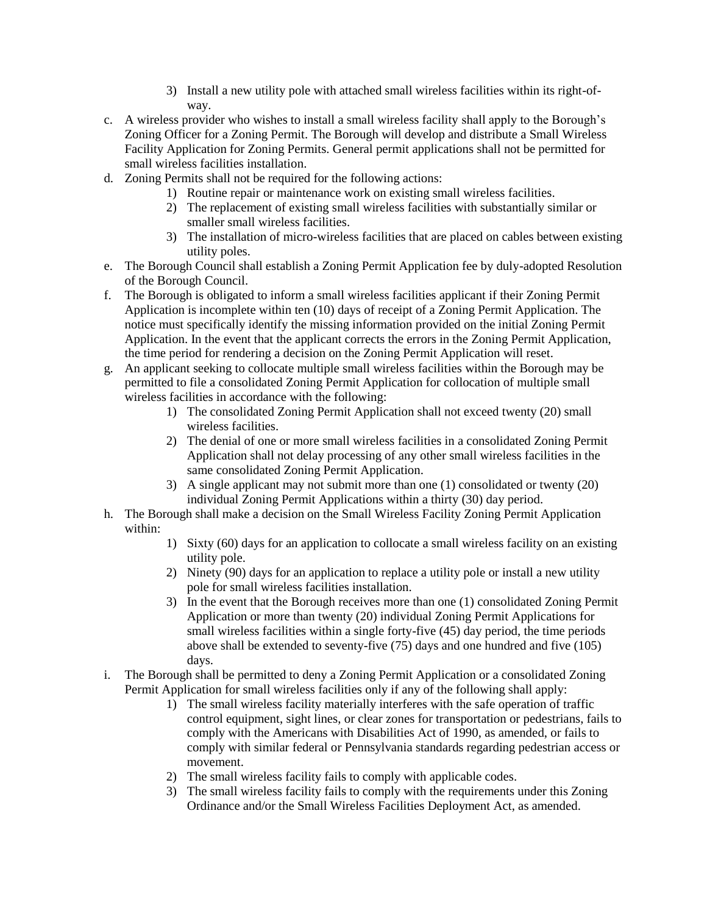3) Install a new utility pole with attached small wireless facilities within its right-of-way.

c. A wireless provider who wishes to install a small wireless facility shall apply to the Borough's Zoning Officer for a Zoning Permit. The Borough will develop and distribute a Small Wireless Facility Application for Zoning Permits. General permit applications shall not be permitted for small wireless facilities installation.

d. Zoning Permits shall not be required for the following actions:
    1) Routine repair or maintenance work on existing small wireless facilities.
    2) The replacement of existing small wireless facilities with substantially similar or smaller small wireless facilities.
    3) The installation of micro-wireless facilities that are placed on cables between existing utility poles.

e. The Borough Council shall establish a Zoning Permit Application fee by duly-adopted Resolution of the Borough Council.

f. The Borough is obligated to inform a small wireless facilities applicant if their Zoning Permit Application is incomplete within ten (10) days of receipt of a Zoning Permit Application. The notice must specifically identify the missing information provided on the initial Zoning Permit Application. In the event that the applicant corrects the errors in the Zoning Permit Application, the time period for rendering a decision on the Zoning Permit Application will reset.

g. An applicant seeking to collocate multiple small wireless facilities within the Borough may be permitted to file a consolidated Zoning Permit Application for collocation of multiple small wireless facilities in accordance with the following:
    1) The consolidated Zoning Permit Application shall not exceed twenty (20) small wireless facilities.
    2) The denial of one or more small wireless facilities in a consolidated Zoning Permit Application shall not delay processing of any other small wireless facilities in the same consolidated Zoning Permit Application.
    3) A single applicant may not submit more than one (1) consolidated or twenty (20) individual Zoning Permit Applications within a thirty (30) day period.

h. The Borough shall make a decision on the Small Wireless Facility Zoning Permit Application within:
    1) Sixty (60) days for an application to collocate a small wireless facility on an existing utility pole.
    2) Ninety (90) days for an application to replace a utility pole or install a new utility pole for small wireless facilities installation.
    3) In the event that the Borough receives more than one (1) consolidated Zoning Permit Application or more than twenty (20) individual Zoning Permit Applications for small wireless facilities within a single forty-five (45) day period, the time periods above shall be extended to seventy-five (75) days and one hundred and five (105) days.

i. The Borough shall be permitted to deny a Zoning Permit Application or a consolidated Zoning Permit Application for small wireless facilities only if any of the following shall apply:
    1) The small wireless facility materially interferes with the safe operation of traffic control equipment, sight lines, or clear zones for transportation or pedestrians, fails to comply with the Americans with Disabilities Act of 1990, as amended, or fails to comply with similar federal or Pennsylvania standards regarding pedestrian access or movement.
    2) The small wireless facility fails to comply with applicable codes.
    3) The small wireless facility fails to comply with the requirements under this Zoning Ordinance and/or the Small Wireless Facilities Deployment Act, as amended.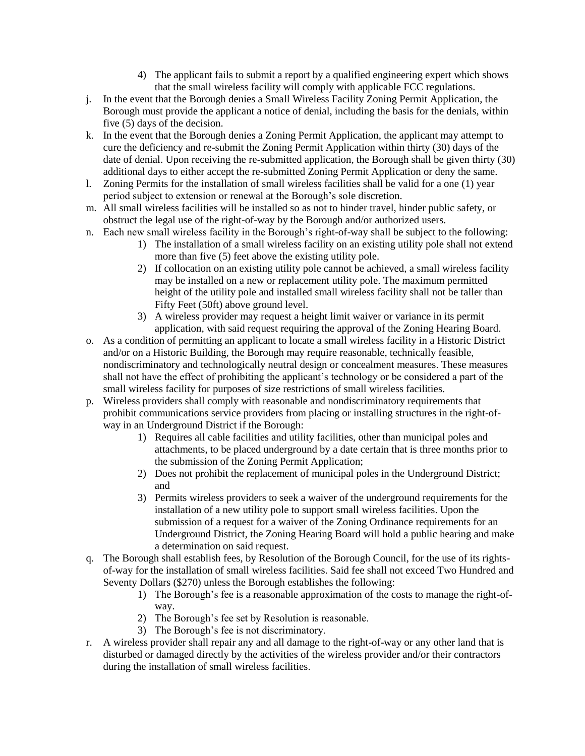4) The applicant fails to submit a report by a qualified engineering expert which shows that the small wireless facility will comply with applicable FCC regulations.

j. In the event that the Borough denies a Small Wireless Facility Zoning Permit Application, the Borough must provide the applicant a notice of denial, including the basis for the denials, within five (5) days of the decision.

k. In the event that the Borough denies a Zoning Permit Application, the applicant may attempt to cure the deficiency and re-submit the Zoning Permit Application within thirty (30) days of the date of denial. Upon receiving the re-submitted application, the Borough shall be given thirty (30) additional days to either accept the re-submitted Zoning Permit Application or deny the same.

l. Zoning Permits for the installation of small wireless facilities shall be valid for a one (1) year period subject to extension or renewal at the Borough's sole discretion.

m. All small wireless facilities will be installed so as not to hinder travel, hinder public safety, or obstruct the legal use of the right-of-way by the Borough and/or authorized users.

n. Each new small wireless facility in the Borough's right-of-way shall be subject to the following:
   1) The installation of a small wireless facility on an existing utility pole shall not extend more than five (5) feet above the existing utility pole.
   2) If collocation on an existing utility pole cannot be achieved, a small wireless facility may be installed on a new or replacement utility pole. The maximum permitted height of the utility pole and installed small wireless facility shall not be taller than Fifty Feet (50ft) above ground level.
   3) A wireless provider may request a height limit waiver or variance in its permit application, with said request requiring the approval of the Zoning Hearing Board.

o. As a condition of permitting an applicant to locate a small wireless facility in a Historic District and/or on a Historic Building, the Borough may require reasonable, technically feasible, nondiscriminatory and technologically neutral design or concealment measures. These measures shall not have the effect of prohibiting the applicant's technology or be considered a part of the small wireless facility for purposes of size restrictions of small wireless facilities.

p. Wireless providers shall comply with reasonable and nondiscriminatory requirements that prohibit communications service providers from placing or installing structures in the right-of-way in an Underground District if the Borough:
   1) Requires all cable facilities and utility facilities, other than municipal poles and attachments, to be placed underground by a date certain that is three months prior to the submission of the Zoning Permit Application;
   2) Does not prohibit the replacement of municipal poles in the Underground District; and
   3) Permits wireless providers to seek a waiver of the underground requirements for the installation of a new utility pole to support small wireless facilities. Upon the submission of a request for a waiver of the Zoning Ordinance requirements for an Underground District, the Zoning Hearing Board will hold a public hearing and make a determination on said request.

q. The Borough shall establish fees, by Resolution of the Borough Council, for the use of its rights-of-way for the installation of small wireless facilities. Said fee shall not exceed Two Hundred and Seventy Dollars ($270) unless the Borough establishes the following:
   1) The Borough's fee is a reasonable approximation of the costs to manage the right-of-way.
   2) The Borough's fee set by Resolution is reasonable.
   3) The Borough's fee is not discriminatory.

r. A wireless provider shall repair any and all damage to the right-of-way or any other land that is disturbed or damaged directly by the activities of the wireless provider and/or their contractors during the installation of small wireless facilities.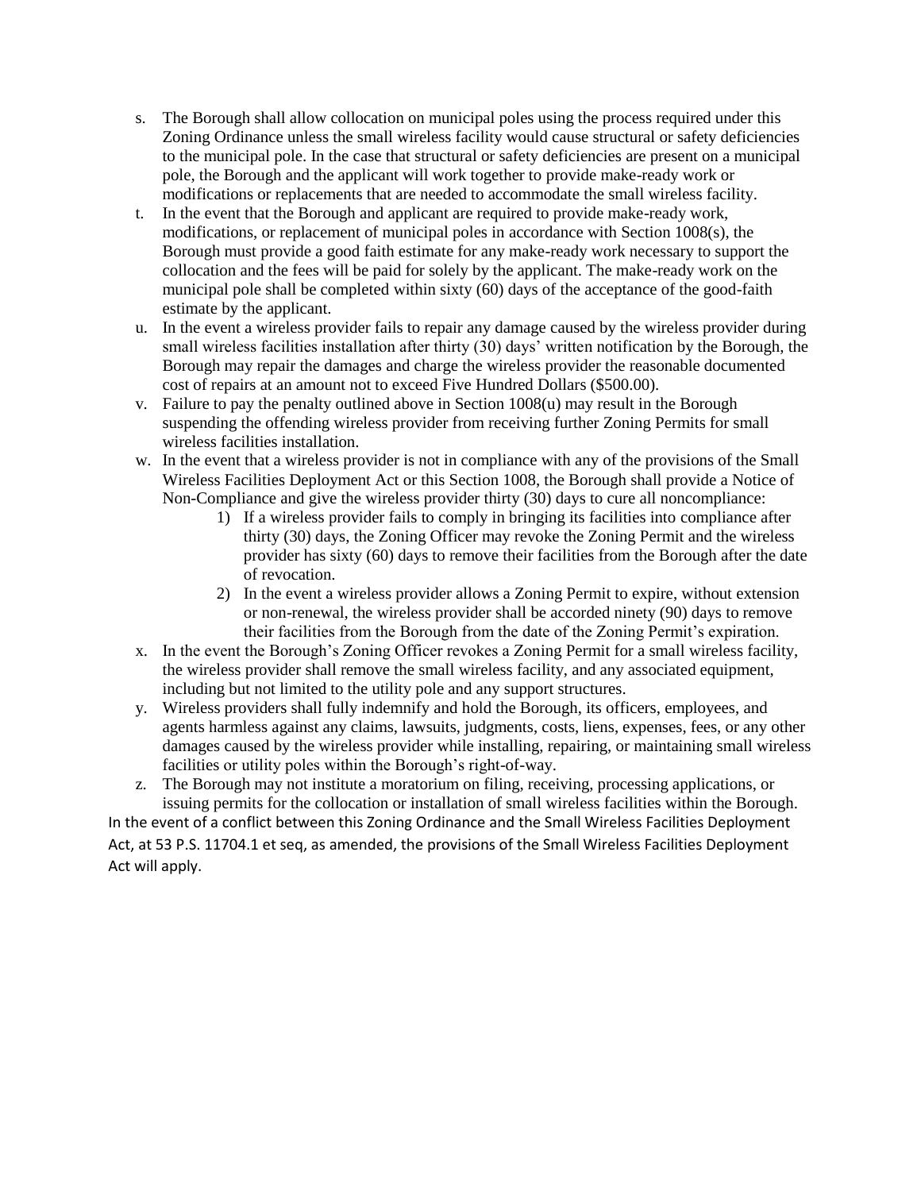s. The Borough shall allow collocation on municipal poles using the process required under this Zoning Ordinance unless the small wireless facility would cause structural or safety deficiencies to the municipal pole. In the case that structural or safety deficiencies are present on a municipal pole, the Borough and the applicant will work together to provide make-ready work or modifications or replacements that are needed to accommodate the small wireless facility.

t. In the event that the Borough and applicant are required to provide make-ready work, modifications, or replacement of municipal poles in accordance with Section 1008(s), the Borough must provide a good faith estimate for any make-ready work necessary to support the collocation and the fees will be paid for solely by the applicant. The make-ready work on the municipal pole shall be completed within sixty (60) days of the acceptance of the good-faith estimate by the applicant.

u. In the event a wireless provider fails to repair any damage caused by the wireless provider during small wireless facilities installation after thirty (30) days' written notification by the Borough, the Borough may repair the damages and charge the wireless provider the reasonable documented cost of repairs at an amount not to exceed Five Hundred Dollars ($500.00).

v. Failure to pay the penalty outlined above in Section 1008(u) may result in the Borough suspending the offending wireless provider from receiving further Zoning Permits for small wireless facilities installation.

w. In the event that a wireless provider is not in compliance with any of the provisions of the Small Wireless Facilities Deployment Act or this Section 1008, the Borough shall provide a Notice of Non-Compliance and give the wireless provider thirty (30) days to cure all noncompliance:

   1) If a wireless provider fails to comply in bringing its facilities into compliance after thirty (30) days, the Zoning Officer may revoke the Zoning Permit and the wireless provider has sixty (60) days to remove their facilities from the Borough after the date of revocation.

   2) In the event a wireless provider allows a Zoning Permit to expire, without extension or non-renewal, the wireless provider shall be accorded ninety (90) days to remove their facilities from the Borough from the date of the Zoning Permit's expiration.

x. In the event the Borough's Zoning Officer revokes a Zoning Permit for a small wireless facility, the wireless provider shall remove the small wireless facility, and any associated equipment, including but not limited to the utility pole and any support structures.

y. Wireless providers shall fully indemnify and hold the Borough, its officers, employees, and agents harmless against any claims, lawsuits, judgments, costs, liens, expenses, fees, or any other damages caused by the wireless provider while installing, repairing, or maintaining small wireless facilities or utility poles within the Borough's right-of-way.

z. The Borough may not institute a moratorium on filing, receiving, processing applications, or issuing permits for the collocation or installation of small wireless facilities within the Borough.

In the event of a conflict between this Zoning Ordinance and the Small Wireless Facilities Deployment Act, at 53 P.S. 11704.1 et seq, as amended, the provisions of the Small Wireless Facilities Deployment Act will apply.